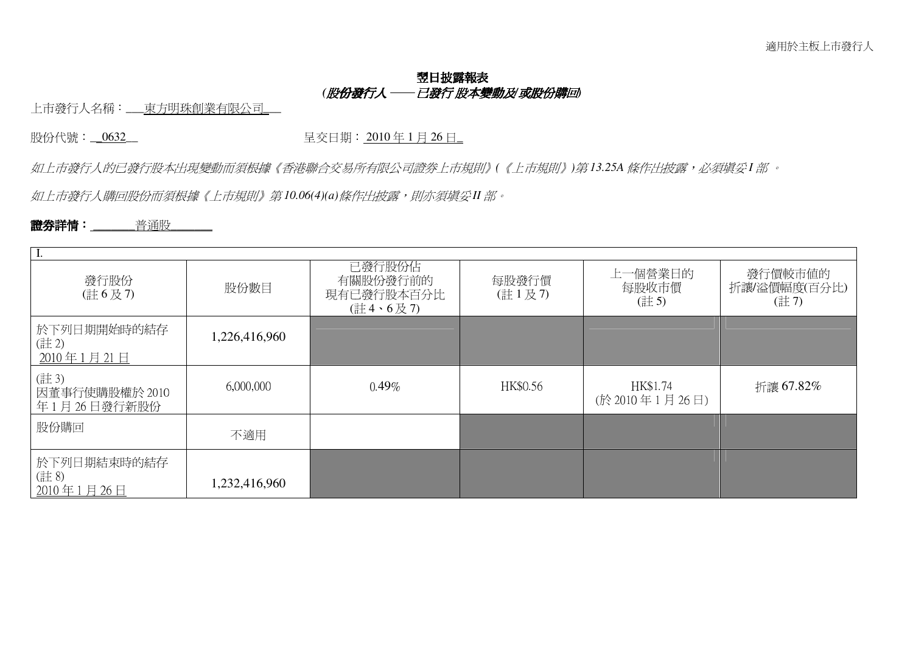適用於主板上市發行人

# 翌日披露報表

***(股份發行人 —— 已發行 股本變動及/ 或股份購回)***

上市發行人名稱：東方明珠創業有限公司

股份代號：0632　　　　　　　　　　呈交日期：2010 年 1 月 26 日

*如上市發行人的已發行股本出現變動而須根據《香港聯合交易所有限公司證券上市規則》(《上市規則》)第 13.25A 條作出披露，必須填妥 I 部 。*

*如上市發行人購回股份而須根據《上市規則》第 10.06(4)(a)條作出披露，則亦須填妥 II 部。*

**證券詳情：** 普通股

| I. | | | | | |
|---|---|---|---|---|---|
| 發行股份<br>(註 6 及 7) | 股份數目 | 已發行股份佔<br>有關股份發行前的<br>現有已發行股本百分比<br>(註 4、6 及 7) | 每股發行價<br>(註 1 及 7) | 上一個營業日的<br>每股收市價<br>(註 5) | 發行價較市值的<br>折讓/溢價幅度(百分比)<br>(註 7) |
| 於下列日期開始時的結存<br>(註 2)<br>2010 年 1 月 21 日 | 1,226,416,960 | | | | |
| (註 3)<br>因董事行使購股權於 2010 年 1 月 26 日發行新股份 | 6,000,000 | 0.49% | HK$0.56 | HK$1.74<br>(於 2010 年 1 月 26 日) | 折讓 67.82% |
| 股份購回 | 不適用 | | | | |
| 於下列日期結束時的結存<br>(註 8)<br>2010 年 1 月 26 日 | 1,232,416,960 | | | | |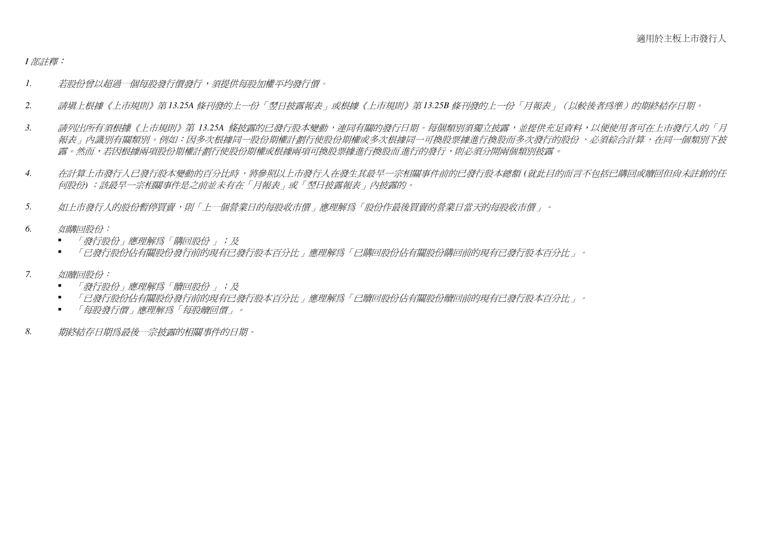*I 部註釋：*

1. *若股份曾以超過一個每股發行價發行，須提供每股加權平均發行價。*

2. *請填上根據《上市規則》第 13.25A 條刊發的上一份「翌日披露報表」或根據《上市規則》第 13.25B 條刊發的上一份「月報表」（以較後者爲準）的期終結存日期。*

3. *請列出所有須根據《上市規則》第 13.25A 條披露的已發行股本變動，連同有關的發行日期。每個類別須獨立披露，並提供充足資料，以便使用者可在上市發行人的「月報表」內識別有關類別。例如：因多次根據同一股份期權計劃行使股份期權或多次根據同一可換股票據進行換股而多次發行的股份，必須綜合計算，在同一個類別下披露。然而，若因根據兩項股份期權計劃行使股份期權或根據兩項可換股票據進行換股而進行的發行，則必須分開兩個類別披露。*

4. *在計算上市發行人已發行股本變動的百分比時，將參照以上市發行人在發生其最早一宗相關事件前的已發行股本總額 (就此目的而言不包括已購回或贖回但尚未註銷的任何股份)；該最早一宗相關事件是之前並未有在「月報表」或「翌日披露報表」內披露的。*

5. *如上市發行人的股份暫停買賣，則「上一個營業日的每股收市價」應理解爲「股份作最後買賣的營業日當天的每股收市價」。*

6. *如購回股份：*
   - *「發行股份」應理解爲「購回股份」；及*
   - *「已發行股份佔有關股份發行前的現有已發行股本百分比」應理解爲「已購回股份佔有關股份購回前的現有已發行股本百分比」。*

7. *如贖回股份：*
   - *「發行股份」應理解爲「贖回股份」；及*
   - *「已發行股份佔有關股份發行前的現有已發行股本百分比」應理解爲「已贖回股份佔有關股份贖回前的現有已發行股本百分比」。*
   - *「每股發行價」應理解爲「每股贖回價」。*

8. *期終結存日期爲最後一宗披露的相關事件的日期。*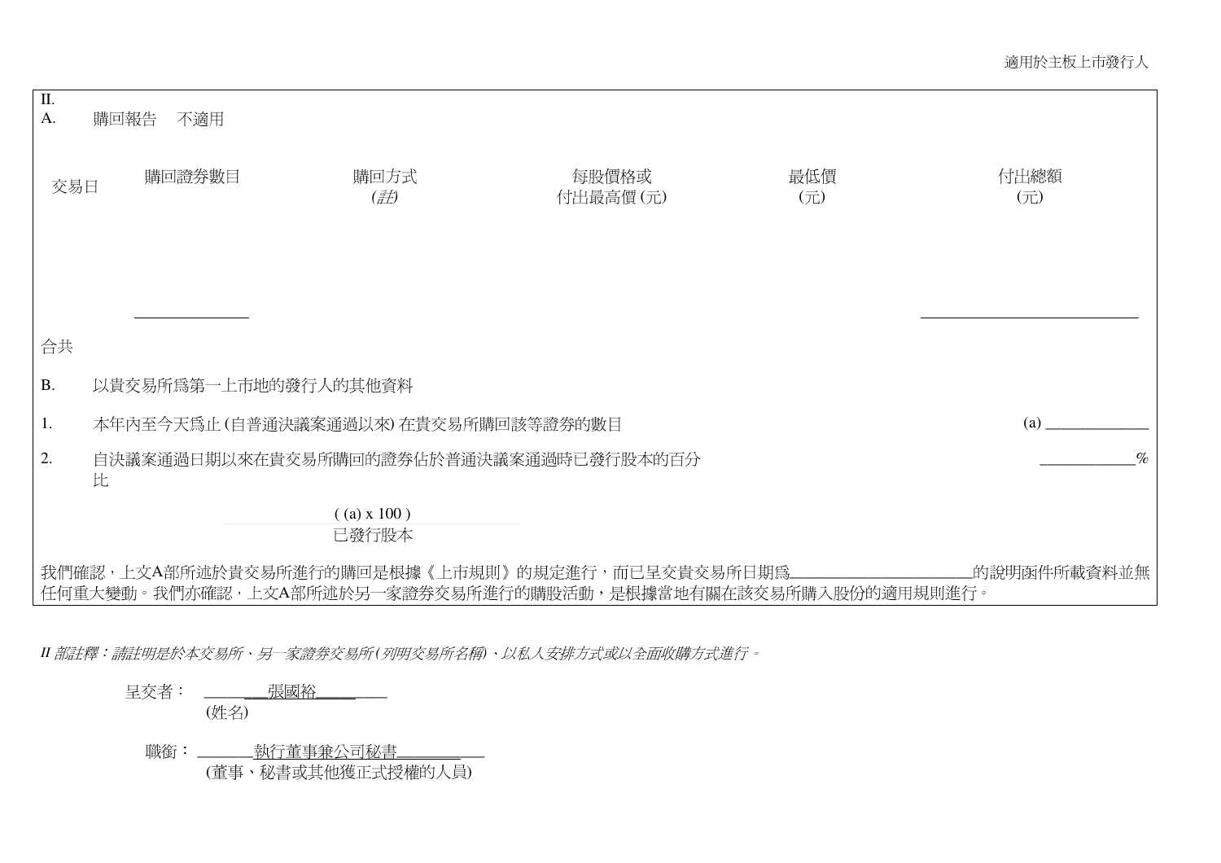II.

A. 購回報告 不適用

| 交易日 | 購回證券數目 | 購回方式 *(註)* | 每股價格或付出最高價 (元) | 最低價 (元) | 付出總額 (元) |
|---|---|---|---|---|---|
| | | | | | |
| 合共 | ______________ | | | | ______________ |

B. 以貴交易所爲第一上市地的發行人的其他資料

1. 本年內至今天爲止 (自普通決議案通過以來) 在貴交易所購回該等證券的數目 (a) ______________

2. 自決議案通過日期以來在貴交易所購回的證券佔於普通決議案通過時已發行股本的百分比 ____________%

$$\frac{(\,(a) \times 100\,)}{\text{已發行股本}}$$

我們確認，上文A部所述於貴交易所進行的購回是根據《上市規則》的規定進行，而已呈交貴交易所日期爲______________________的說明函件所載資料並無任何重大變動。我們亦確認，上文A部所述於另一家證券交易所進行的購股活動，是根據當地有關在該交易所購入股份的適用規則進行。

*II 部註釋：請註明是於本交易所、另一家證券交易所 (列明交易所名稱)、以私人安排方式或以全面收購方式進行。*

呈交者： ______張國裕______
(姓名)

職銜： ______執行董事兼公司秘書______
(董事、秘書或其他獲正式授權的人員)